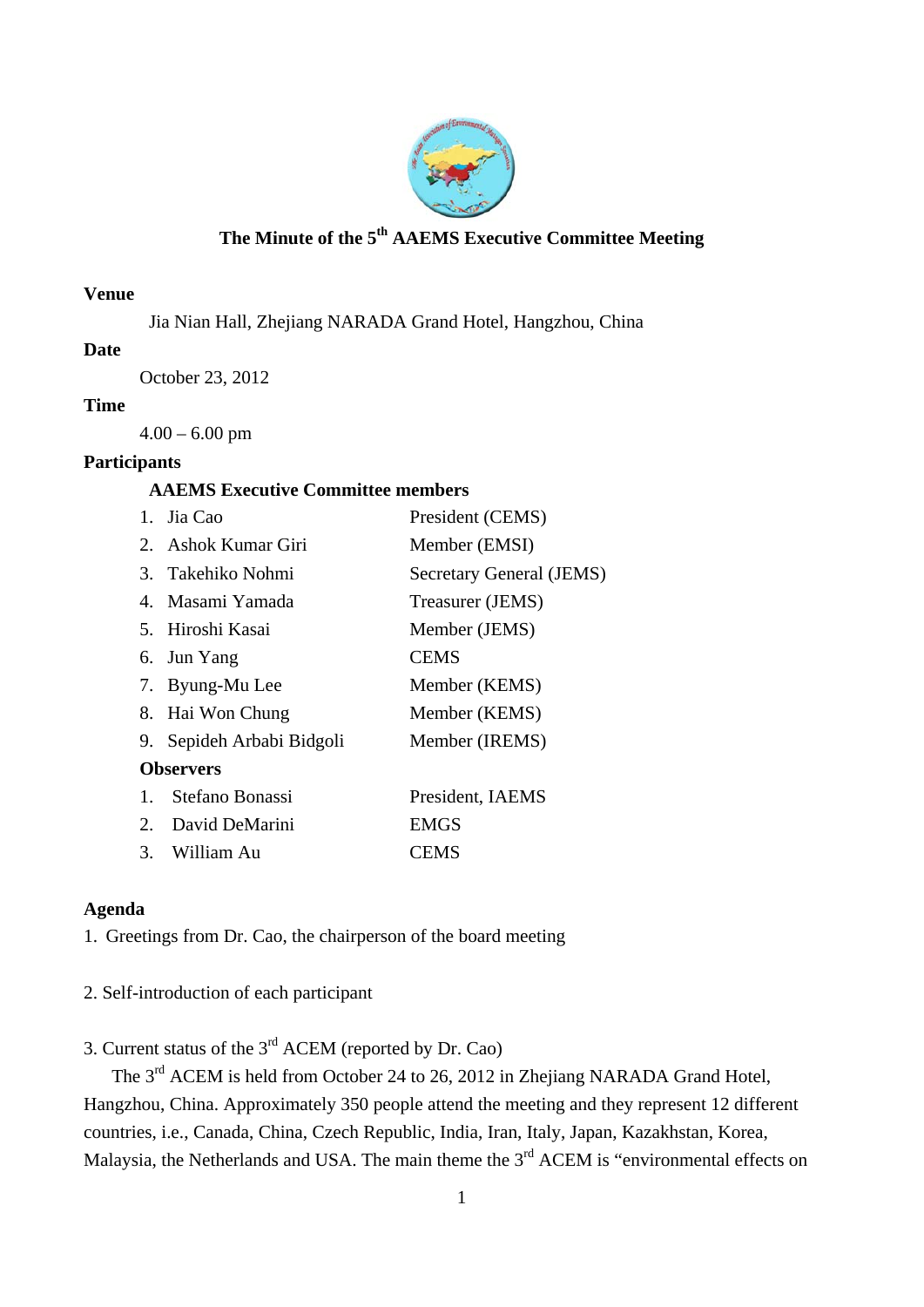# The Minute of the 5th AAEMS Executive Committee Meeting

**Venue**

Jia Nian Hall, Zhejiang NARADA Grand Hotel, Hangzhou, China

**Date**

October 23, 2012

**Time**

4.00 – 6.00 pm

**Participants**

**AAEMS Executive Committee members**

1. Jia Cao — President (CEMS)
2. Ashok Kumar Giri — Member (EMSI)
3. Takehiko Nohmi — Secretary General (JEMS)
4. Masami Yamada — Treasurer (JEMS)
5. Hiroshi Kasai — Member (JEMS)
6. Jun Yang — CEMS
7. Byung-Mu Lee — Member (KEMS)
8. Hai Won Chung — Member (KEMS)
9. Sepideh Arbabi Bidgoli — Member (IREMS)

**Observers**

1. Stefano Bonassi — President, IAEMS
2. David DeMarini — EMGS
3. William Au — CEMS

**Agenda**

1. Greetings from Dr. Cao, the chairperson of the board meeting

2. Self-introduction of each participant

3. Current status of the 3rd ACEM (reported by Dr. Cao)

The 3rd ACEM is held from October 24 to 26, 2012 in Zhejiang NARADA Grand Hotel, Hangzhou, China. Approximately 350 people attend the meeting and they represent 12 different countries, i.e., Canada, China, Czech Republic, India, Iran, Italy, Japan, Kazakhstan, Korea, Malaysia, the Netherlands and USA. The main theme the 3rd ACEM is “environmental effects on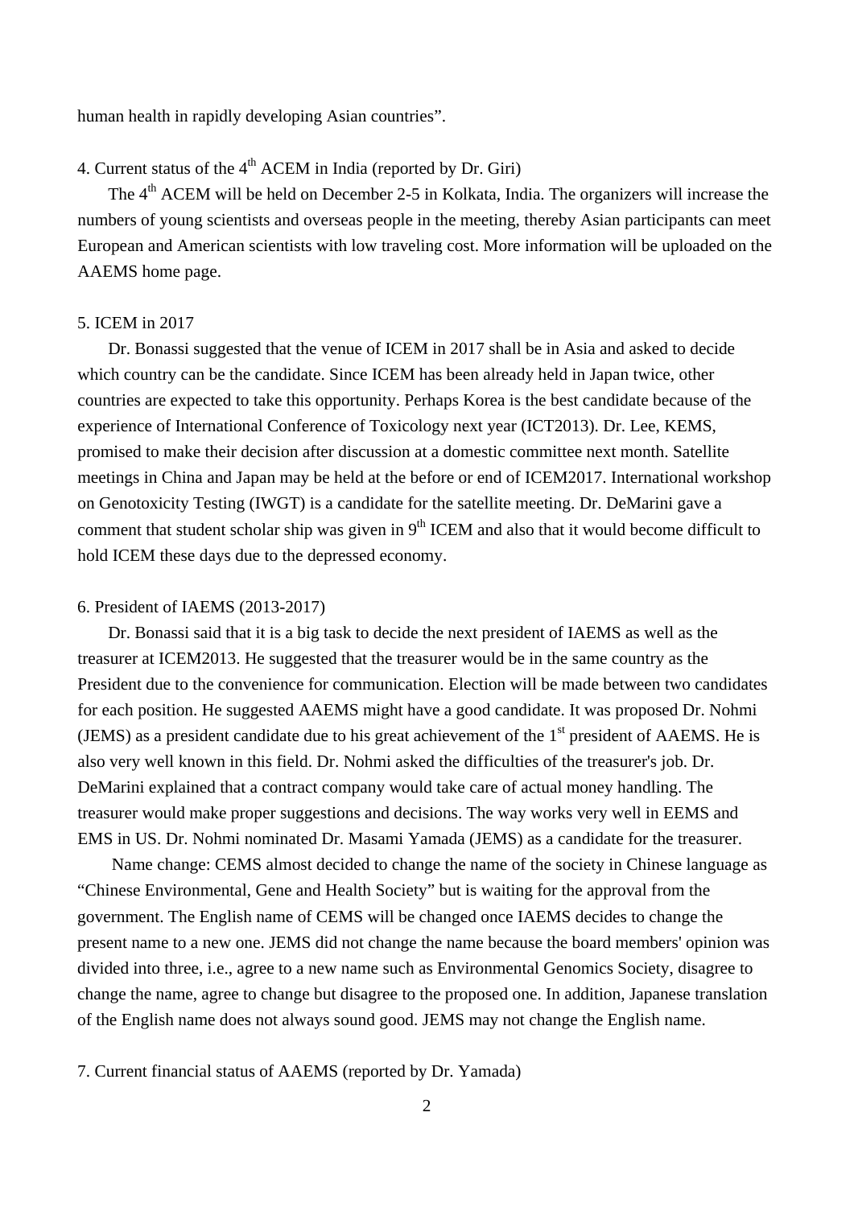human health in rapidly developing Asian countries”.

4. Current status of the 4th ACEM in India (reported by Dr. Giri)

The 4th ACEM will be held on December 2-5 in Kolkata, India. The organizers will increase the numbers of young scientists and overseas people in the meeting, thereby Asian participants can meet European and American scientists with low traveling cost. More information will be uploaded on the AAEMS home page.

5. ICEM in 2017

Dr. Bonassi suggested that the venue of ICEM in 2017 shall be in Asia and asked to decide which country can be the candidate. Since ICEM has been already held in Japan twice, other countries are expected to take this opportunity. Perhaps Korea is the best candidate because of the experience of International Conference of Toxicology next year (ICT2013). Dr. Lee, KEMS, promised to make their decision after discussion at a domestic committee next month. Satellite meetings in China and Japan may be held at the before or end of ICEM2017. International workshop on Genotoxicity Testing (IWGT) is a candidate for the satellite meeting. Dr. DeMarini gave a comment that student scholar ship was given in 9th ICEM and also that it would become difficult to hold ICEM these days due to the depressed economy.

6. President of IAEMS (2013-2017)

Dr. Bonassi said that it is a big task to decide the next president of IAEMS as well as the treasurer at ICEM2013. He suggested that the treasurer would be in the same country as the President due to the convenience for communication. Election will be made between two candidates for each position. He suggested AAEMS might have a good candidate. It was proposed Dr. Nohmi (JEMS) as a president candidate due to his great achievement of the 1st president of AAEMS. He is also very well known in this field. Dr. Nohmi asked the difficulties of the treasurer's job. Dr. DeMarini explained that a contract company would take care of actual money handling. The treasurer would make proper suggestions and decisions. The way works very well in EEMS and EMS in US. Dr. Nohmi nominated Dr. Masami Yamada (JEMS) as a candidate for the treasurer.

Name change: CEMS almost decided to change the name of the society in Chinese language as “Chinese Environmental, Gene and Health Society” but is waiting for the approval from the government. The English name of CEMS will be changed once IAEMS decides to change the present name to a new one. JEMS did not change the name because the board members' opinion was divided into three, i.e., agree to a new name such as Environmental Genomics Society, disagree to change the name, agree to change but disagree to the proposed one. In addition, Japanese translation of the English name does not always sound good. JEMS may not change the English name.

7. Current financial status of AAEMS (reported by Dr. Yamada)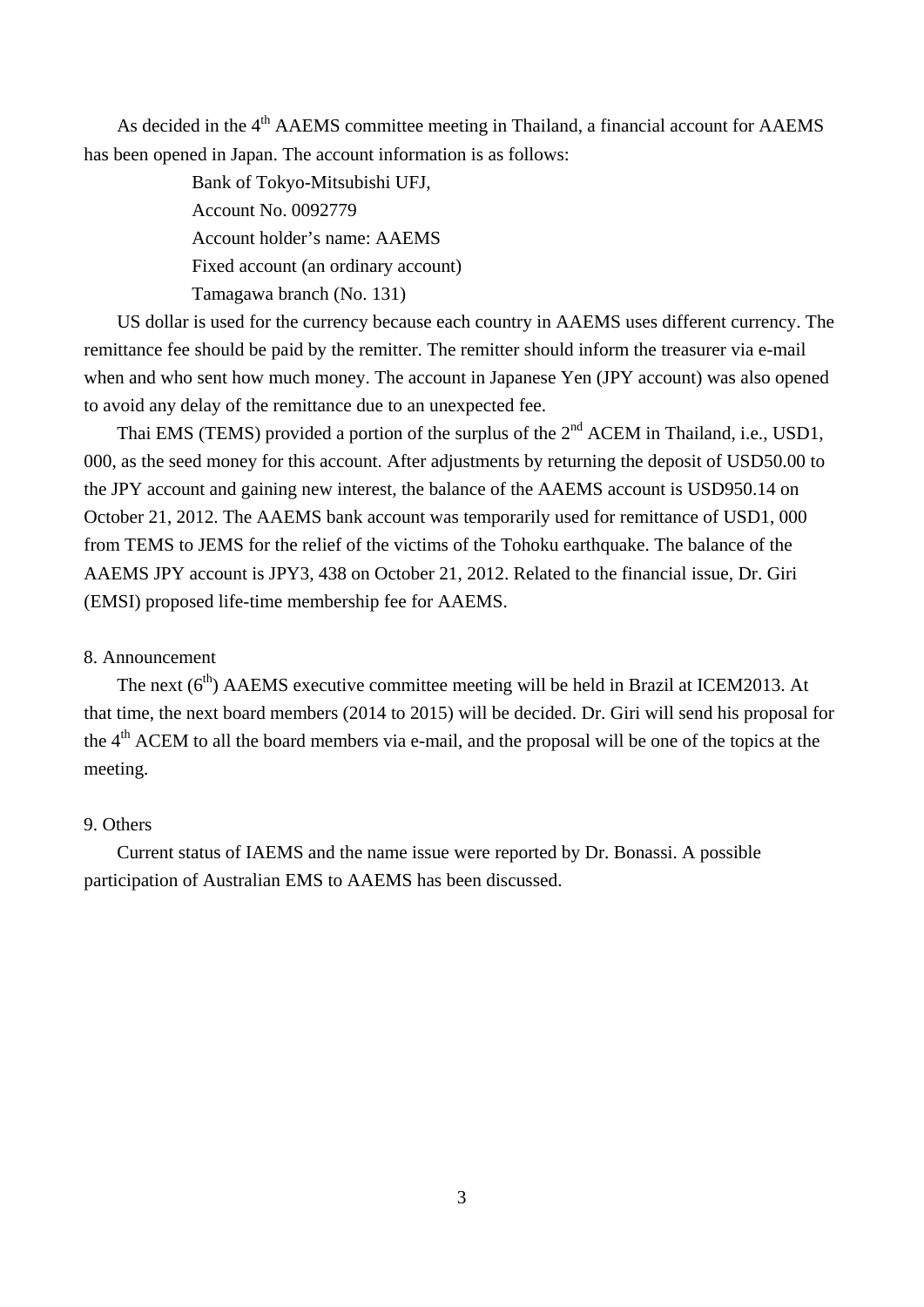As decided in the 4th AAEMS committee meeting in Thailand, a financial account for AAEMS has been opened in Japan. The account information is as follows:

Bank of Tokyo-Mitsubishi UFJ,  
Account No. 0092779  
Account holder's name: AAEMS  
Fixed account (an ordinary account)  
Tamagawa branch (No. 131)

US dollar is used for the currency because each country in AAEMS uses different currency. The remittance fee should be paid by the remitter. The remitter should inform the treasurer via e-mail when and who sent how much money. The account in Japanese Yen (JPY account) was also opened to avoid any delay of the remittance due to an unexpected fee.

Thai EMS (TEMS) provided a portion of the surplus of the 2nd ACEM in Thailand, i.e., USD1, 000, as the seed money for this account. After adjustments by returning the deposit of USD50.00 to the JPY account and gaining new interest, the balance of the AAEMS account is USD950.14 on October 21, 2012. The AAEMS bank account was temporarily used for remittance of USD1, 000 from TEMS to JEMS for the relief of the victims of the Tohoku earthquake. The balance of the AAEMS JPY account is JPY3, 438 on October 21, 2012. Related to the financial issue, Dr. Giri (EMSI) proposed life-time membership fee for AAEMS.

8. Announcement

The next (6th) AAEMS executive committee meeting will be held in Brazil at ICEM2013. At that time, the next board members (2014 to 2015) will be decided. Dr. Giri will send his proposal for the 4th ACEM to all the board members via e-mail, and the proposal will be one of the topics at the meeting.

9. Others

Current status of IAEMS and the name issue were reported by Dr. Bonassi. A possible participation of Australian EMS to AAEMS has been discussed.